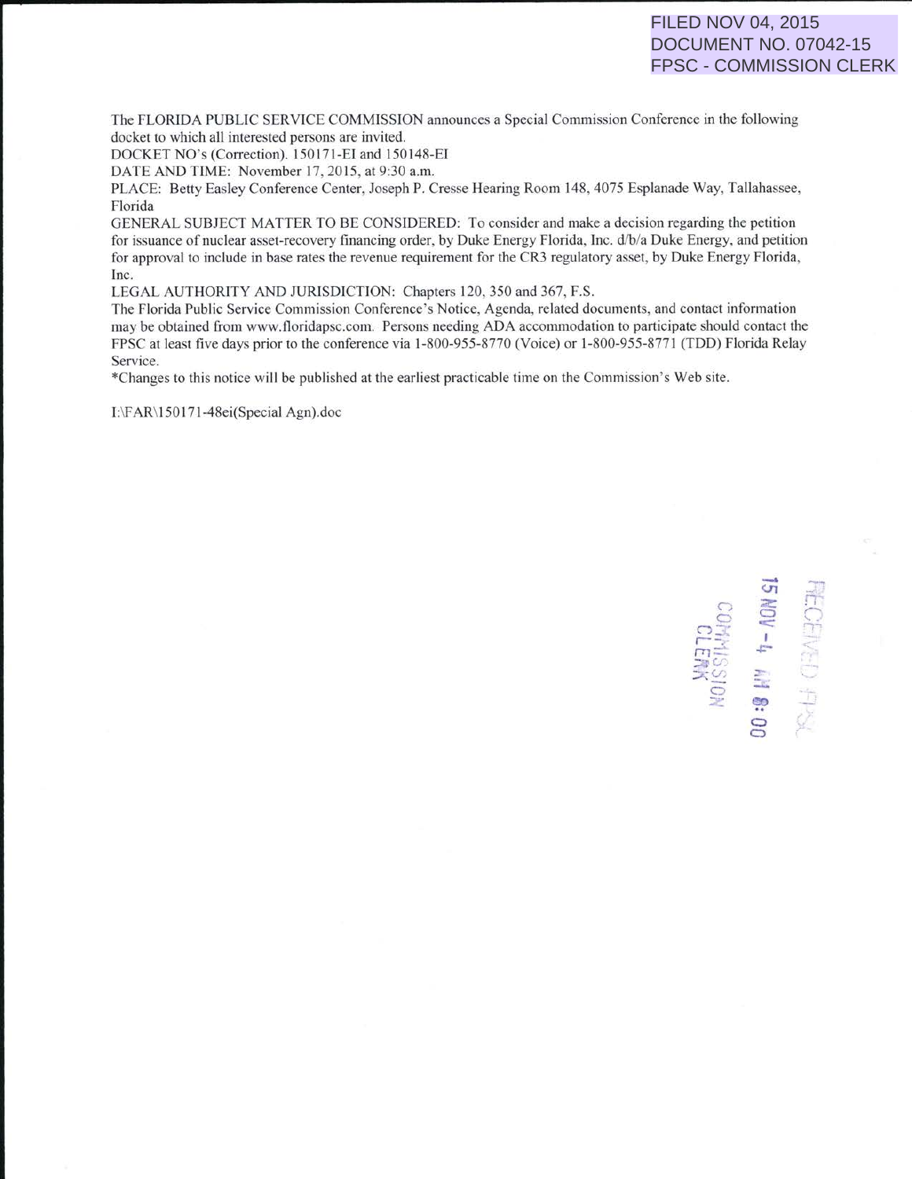FILED NOV 04, 2015
DOCUMENT NO. 07042-15
FPSC - COMMISSION CLERK

The FLORIDA PUBLIC SERVICE COMMISSION announces a Special Commission Conference in the following docket to which all interested persons are invited.

DOCKET NO's (Correction). 150171-EI and 150148-EI

DATE AND TIME: November 17, 2015, at 9:30 a.m.

PLACE: Betty Easley Conference Center, Joseph P. Cresse Hearing Room 148, 4075 Esplanade Way, Tallahassee, Florida

GENERAL SUBJECT MATTER TO BE CONSIDERED: To consider and make a decision regarding the petition for issuance of nuclear asset-recovery financing order, by Duke Energy Florida, Inc. d/b/a Duke Energy, and petition for approval to include in base rates the revenue requirement for the CR3 regulatory asset, by Duke Energy Florida, Inc.

LEGAL AUTHORITY AND JURISDICTION: Chapters 120, 350 and 367, F.S.

The Florida Public Service Commission Conference's Notice, Agenda, related documents, and contact information may be obtained from www.floridapsc.com. Persons needing ADA accommodation to participate should contact the FPSC at least five days prior to the conference via 1-800-955-8770 (Voice) or 1-800-955-8771 (TDD) Florida Relay Service.

*Changes to this notice will be published at the earliest practicable time on the Commission's Web site.

I:\FAR\150171-48ei(Special Agn).doc

RECEIVED FPSC

15 NOV -4 AM 8:00

COMMISSION CLERK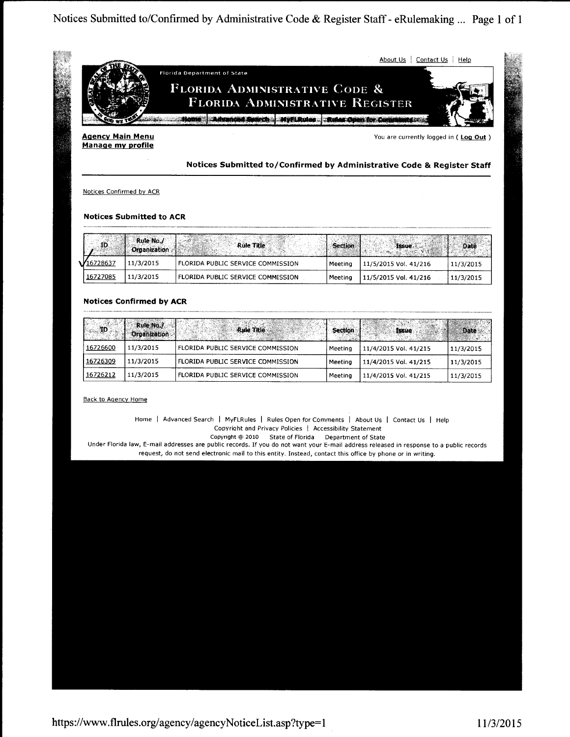About Us | Contact Us | Help

Florida Department of State

# FLORIDA ADMINISTRATIVE CODE & FLORIDA ADMINISTRATIVE REGISTER

Home | Advanced Search | MyFLRules | Rules Open for Comments

**Agency Main Menu**
**Manage my profile**

You are currently logged in ( **Log Out** )

## Notices Submitted to/Confirmed by Administrative Code & Register Staff

Notices Confirmed by ACR

### Notices Submitted to ACR

| ID | Rule No./ Organization | Rule Title | Section | Issue | Date |
|---|---|---|---|---|---|
| ✓16728637 | 11/3/2015 | FLORIDA PUBLIC SERVICE COMMISSION | Meeting | 11/5/2015 Vol. 41/216 | 11/3/2015 |
| 16727085 | 11/3/2015 | FLORIDA PUBLIC SERVICE COMMISSION | Meeting | 11/5/2015 Vol. 41/216 | 11/3/2015 |

### Notices Confirmed by ACR

| ID | Rule No./ Organization | Rule Title | Section | Issue | Date |
|---|---|---|---|---|---|
| 16726600 | 11/3/2015 | FLORIDA PUBLIC SERVICE COMMISSION | Meeting | 11/4/2015 Vol. 41/215 | 11/3/2015 |
| 16726309 | 11/3/2015 | FLORIDA PUBLIC SERVICE COMMISSION | Meeting | 11/4/2015 Vol. 41/215 | 11/3/2015 |
| 16726212 | 11/3/2015 | FLORIDA PUBLIC SERVICE COMMISSION | Meeting | 11/4/2015 Vol. 41/215 | 11/3/2015 |

Back to Agency Home

Home | Advanced Search | MyFLRules | Rules Open for Comments | About Us | Contact Us | Help
Copyright and Privacy Policies | Accessibility Statement
Copyright © 2010 State of Florida Department of State
Under Florida law, E-mail addresses are public records. If you do not want your E-mail address released in response to a public records request, do not send electronic mail to this entity. Instead, contact this office by phone or in writing.